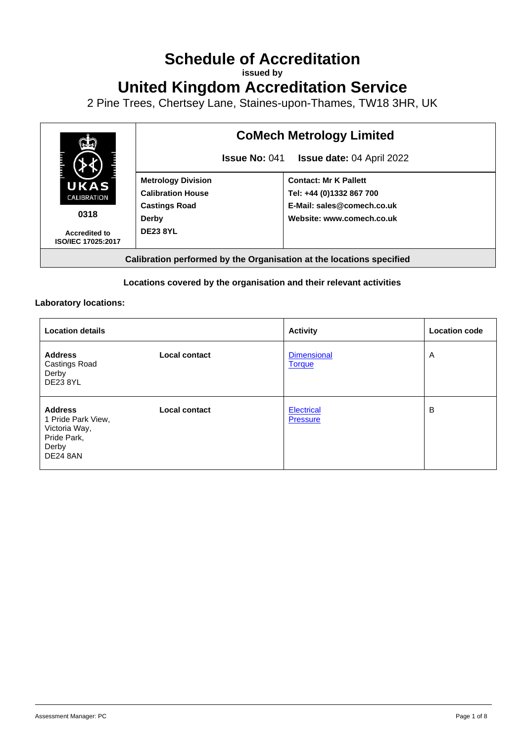# Schedule of Accreditation

**issued by**

# United Kingdom Accreditation Service

2 Pine Trees, Chertsey Lane, Staines-upon-Thames, TW18 3HR, UK

| UKAS CALIBRATION 0318 Accredited to ISO/IEC 17025:2017 | **CoMech Metrology Limited** | |
|---|---|---|
| | **Issue No:** 041 **Issue date:** 04 April 2022 | |
| | **Metrology Division** **Calibration House** **Castings Road** **Derby** **DE23 8YL** | **Contact: Mr K Pallett** **Tel: +44 (0)1332 867 700** **E-Mail: sales@comech.co.uk** **Website: www.comech.co.uk** |

**Calibration performed by the Organisation at the locations specified**

**Locations covered by the organisation and their relevant activities**

**Laboratory locations:**

| Location details | | Activity | Location code |
|---|---|---|---|
| **Address** Castings Road Derby DE23 8YL | **Local contact** | Dimensional Torque | A |
| **Address** 1 Pride Park View, Victoria Way, Pride Park, Derby DE24 8AN | **Local contact** | Electrical Pressure | B |

Assessment Manager: PC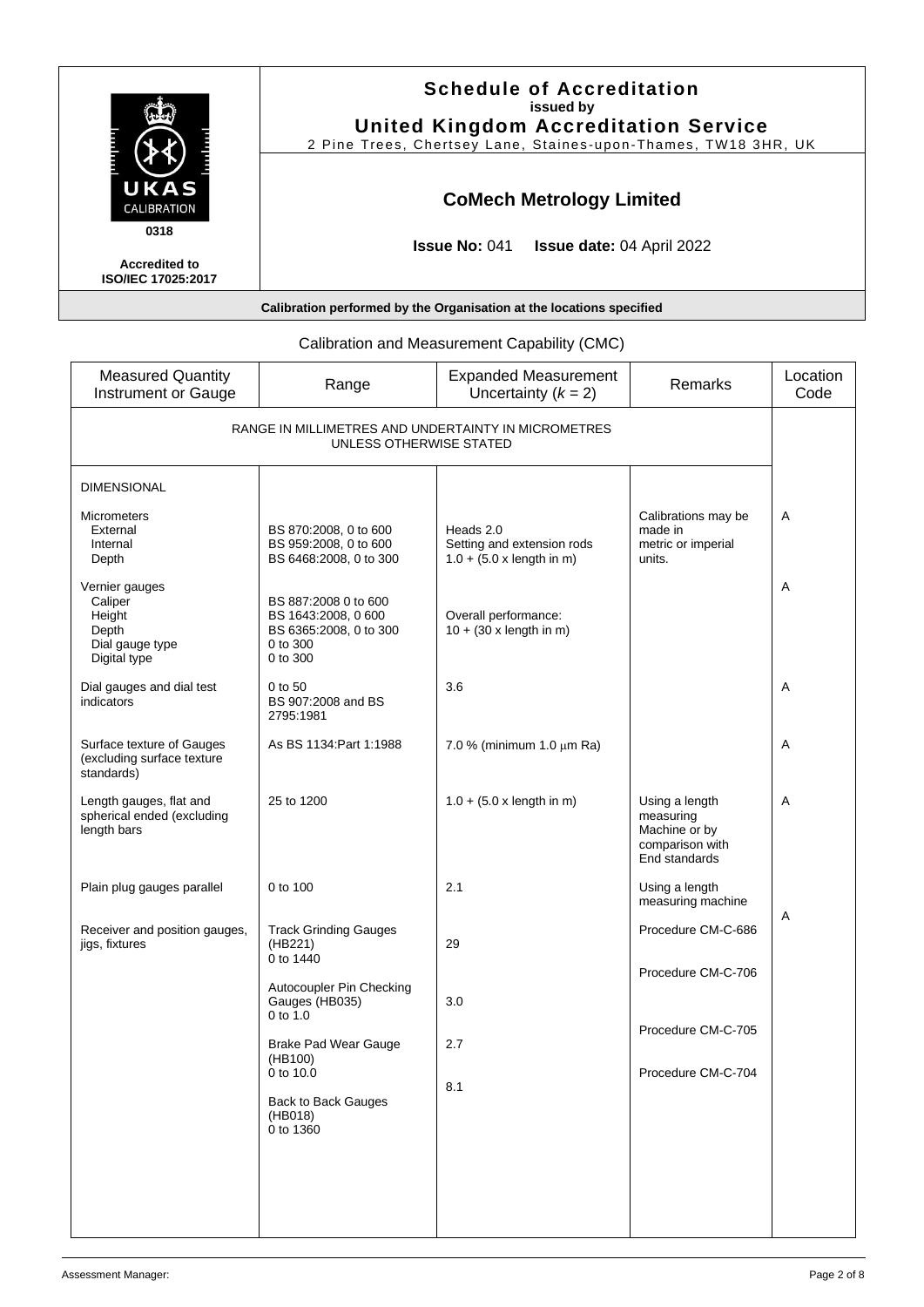# Schedule of Accreditation
**issued by**
**United Kingdom Accreditation Service**
2 Pine Trees, Chertsey Lane, Staines-upon-Thames, TW18 3HR, UK

UKAS CALIBRATION
0318
**Accredited to ISO/IEC 17025:2017**

## CoMech Metrology Limited

**Issue No:** 041 **Issue date:** 04 April 2022

**Calibration performed by the Organisation at the locations specified**

Calibration and Measurement Capability (CMC)

| Measured Quantity Instrument or Gauge | Range | Expanded Measurement Uncertainty ($k$ = 2) | Remarks | Location Code |
|---|---|---|---|---|
| RANGE IN MILLIMETRES AND UNDERTAINTY IN MICROMETRES UNLESS OTHERWISE STATED | | | | |
| DIMENSIONAL | | | | |
| Micrometers<br>External<br>Internal<br>Depth | BS 870:2008, 0 to 600<br>BS 959:2008, 0 to 600<br>BS 6468:2008, 0 to 300 | Heads 2.0<br>Setting and extension rods<br>1.0 + (5.0 x length in m) | Calibrations may be made in metric or imperial units. | A |
| Vernier gauges<br>Caliper<br>Height<br>Depth<br>Dial gauge type<br>Digital type | BS 887:2008 0 to 600<br>BS 1643:2008, 0 600<br>BS 6365:2008, 0 to 300<br>0 to 300<br>0 to 300 | Overall performance:<br>10 + (30 x length in m) | | A |
| Dial gauges and dial test indicators | 0 to 50<br>BS 907:2008 and BS 2795:1981 | 3.6 | | A |
| Surface texture of Gauges (excluding surface texture standards) | As BS 1134:Part 1:1988 | 7.0 % (minimum 1.0 µm Ra) | | A |
| Length gauges, flat and spherical ended (excluding length bars | 25 to 1200 | 1.0 + (5.0 x length in m) | Using a length measuring Machine or by comparison with End standards | A |
| Plain plug gauges parallel | 0 to 100 | 2.1 | Using a length measuring machine | A |
| Receiver and position gauges, jigs, fixtures | Track Grinding Gauges (HB221)<br>0 to 1440 | 29 | Procedure CM-C-686 | |
| | Autocoupler Pin Checking Gauges (HB035)<br>0 to 1.0 | 3.0 | Procedure CM-C-706 | |
| | Brake Pad Wear Gauge (HB100)<br>0 to 10.0 | 2.7 | Procedure CM-C-705 | |
| | Back to Back Gauges (HB018)<br>0 to 1360 | 8.1 | Procedure CM-C-704 | |

Assessment Manager: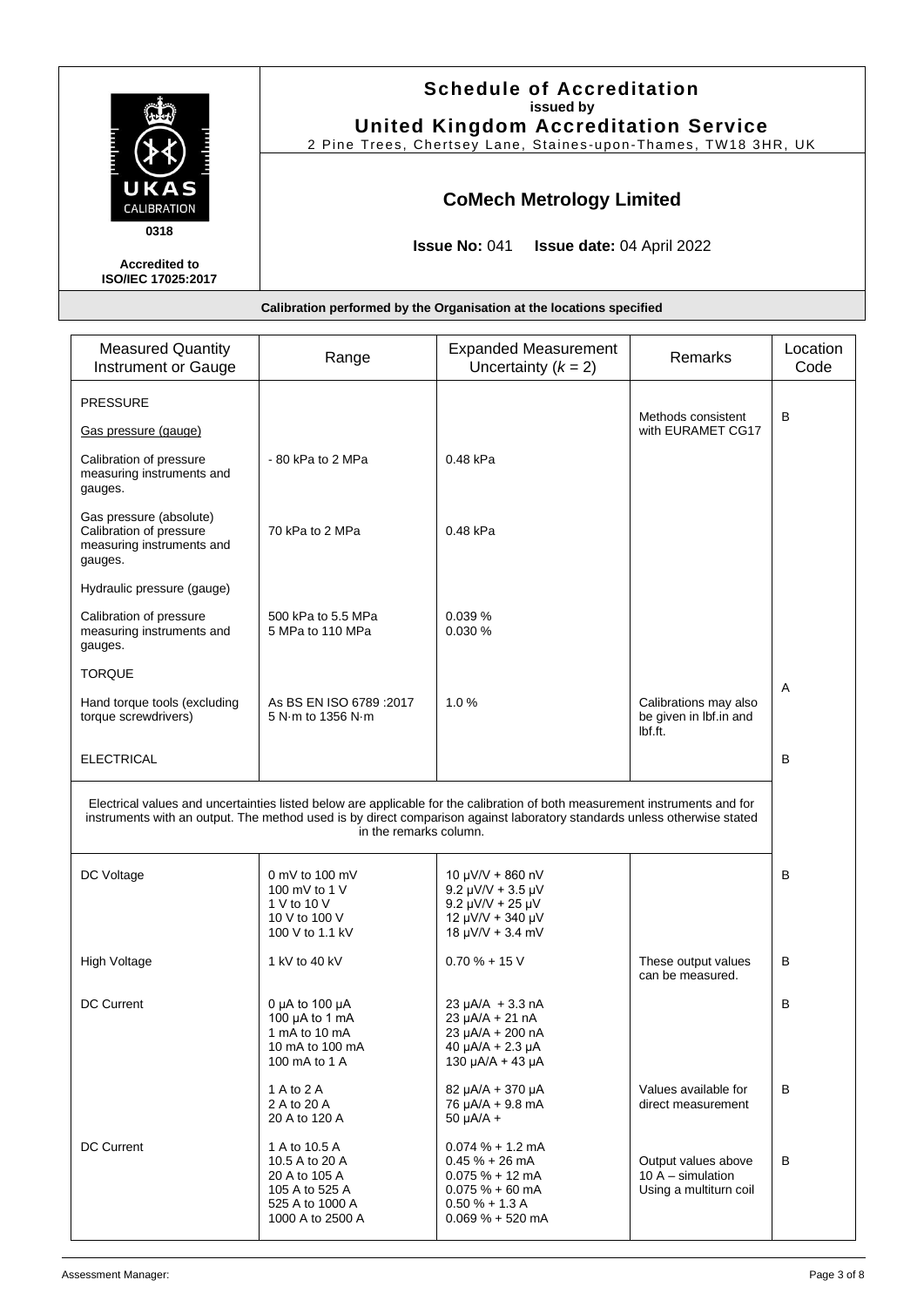# Schedule of Accreditation

issued by

**United Kingdom Accreditation Service**

2 Pine Trees, Chertsey Lane, Staines-upon-Thames, TW18 3HR, UK

UKAS CALIBRATION 0318

Accredited to ISO/IEC 17025:2017

## CoMech Metrology Limited

**Issue No:** 041 **Issue date:** 04 April 2022

**Calibration performed by the Organisation at the locations specified**

| Measured Quantity Instrument or Gauge | Range | Expanded Measurement Uncertainty ($k$ = 2) | Remarks | Location Code |
|---|---|---|---|---|
| PRESSURE | | | | |
| Gas pressure (gauge) | | | Methods consistent with EURAMET CG17 | B |
| Calibration of pressure measuring instruments and gauges. | - 80 kPa to 2 MPa | 0.48 kPa | | |
| Gas pressure (absolute) Calibration of pressure measuring instruments and gauges. | 70 kPa to 2 MPa | 0.48 kPa | | |
| Hydraulic pressure (gauge) | | | | |
| Calibration of pressure measuring instruments and gauges. | 500 kPa to 5.5 MPa<br>5 MPa to 110 MPa | 0.039 %<br>0.030 % | | |
| TORQUE | | | | A |
| Hand torque tools (excluding torque screwdrivers) | As BS EN ISO 6789 :2017<br>5 N·m to 1356 N·m | 1.0 % | Calibrations may also be given in lbf.in and lbf.ft. | |
| ELECTRICAL | | | | B |
| Electrical values and uncertainties listed below are applicable for the calibration of both measurement instruments and for instruments with an output. The method used is by direct comparison against laboratory standards unless otherwise stated in the remarks column. | | | | |
| DC Voltage | 0 mV to 100 mV<br>100 mV to 1 V<br>1 V to 10 V<br>10 V to 100 V<br>100 V to 1.1 kV | 10 µV/V + 860 nV<br>9.2 µV/V + 3.5 µV<br>9.2 µV/V + 25 µV<br>12 µV/V + 340 µV<br>18 µV/V + 3.4 mV | | B |
| High Voltage | 1 kV to 40 kV | 0.70 % + 15 V | These output values can be measured. | B |
| DC Current | 0 µA to 100 µA<br>100 µA to 1 mA<br>1 mA to 10 mA<br>10 mA to 100 mA<br>100 mA to 1 A | 23 µA/A + 3.3 nA<br>23 µA/A + 21 nA<br>23 µA/A + 200 nA<br>40 µA/A + 2.3 µA<br>130 µA/A + 43 µA | | B |
| | 1 A to 2 A<br>2 A to 20 A<br>20 A to 120 A | 82 µA/A + 370 µA<br>76 µA/A + 9.8 mA<br>50 µA/A + | Values available for direct measurement | B |
| DC Current | 1 A to 10.5 A<br>10.5 A to 20 A<br>20 A to 105 A<br>105 A to 525 A<br>525 A to 1000 A<br>1000 A to 2500 A | 0.074 % + 1.2 mA<br>0.45 % + 26 mA<br>0.075 % + 12 mA<br>0.075 % + 60 mA<br>0.50 % + 1.3 A<br>0.069 % + 520 mA | Output values above 10 A – simulation Using a multiturn coil | B |

Assessment Manager: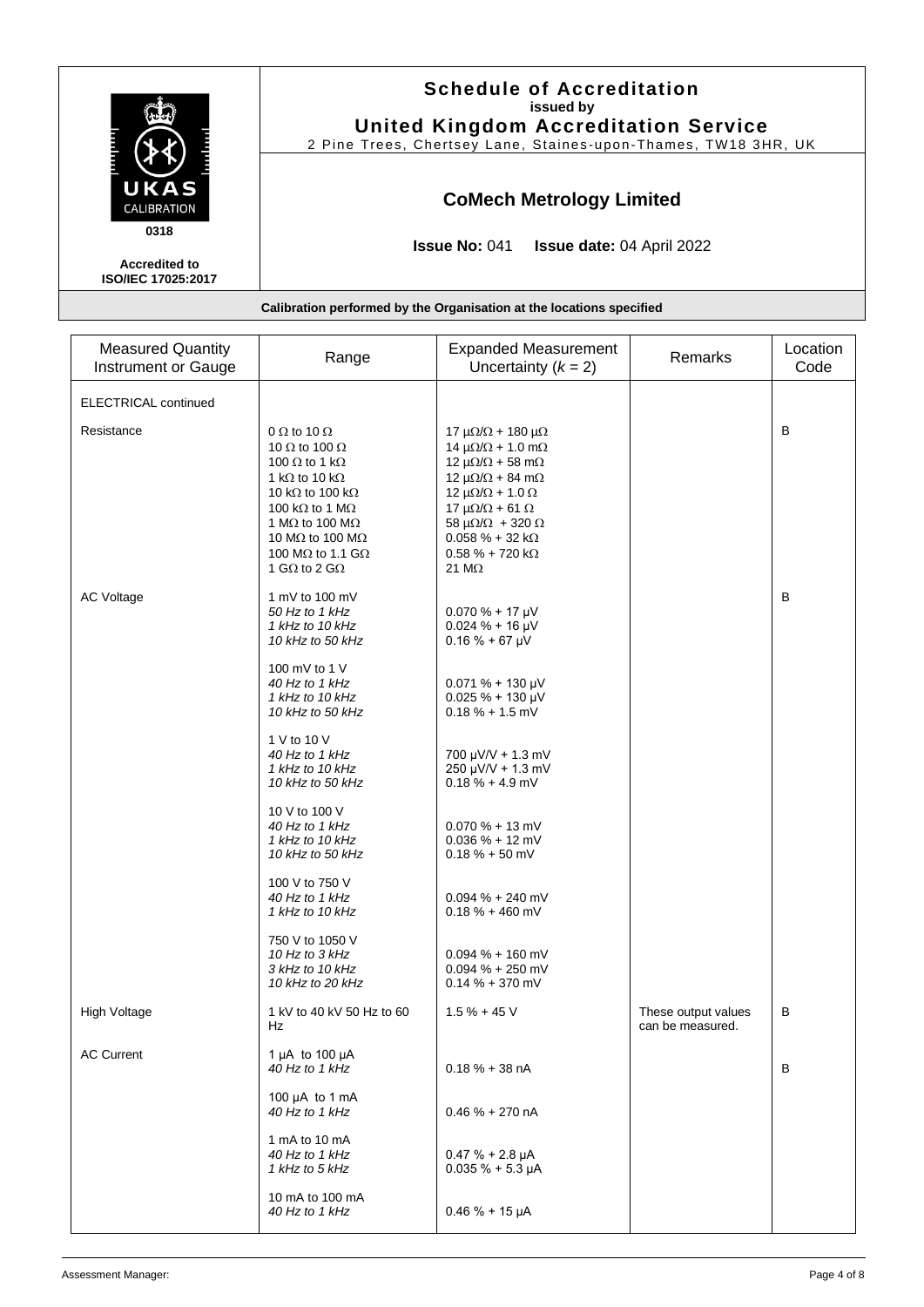# Schedule of Accreditation

**issued by**

**United Kingdom Accreditation Service**

2 Pine Trees, Chertsey Lane, Staines-upon-Thames, TW18 3HR, UK

UKAS CALIBRATION 0318

Accredited to ISO/IEC 17025:2017

## CoMech Metrology Limited

**Issue No:** 041 **Issue date:** 04 April 2022

**Calibration performed by the Organisation at the locations specified**

| Measured Quantity Instrument or Gauge | Range | Expanded Measurement Uncertainty ($k$ = 2) | Remarks | Location Code |
|---|---|---|---|---|
| ELECTRICAL continued | | | | |
| Resistance | 0 Ω to 10 Ω | 17 μΩ/Ω + 180 μΩ | | B |
| | 10 Ω to 100 Ω | 14 μΩ/Ω + 1.0 mΩ | | |
| | 100 Ω to 1 kΩ | 12 μΩ/Ω + 58 mΩ | | |
| | 1 kΩ to 10 kΩ | 12 μΩ/Ω + 84 mΩ | | |
| | 10 kΩ to 100 kΩ | 12 μΩ/Ω + 1.0 Ω | | |
| | 100 kΩ to 1 MΩ | 17 μΩ/Ω + 61 Ω | | |
| | 1 MΩ to 100 MΩ | 58 μΩ/Ω + 320 Ω | | |
| | 10 MΩ to 100 MΩ | 0.058 % + 32 kΩ | | |
| | 100 MΩ to 1.1 GΩ | 0.58 % + 720 kΩ | | |
| | 1 GΩ to 2 GΩ | 21 MΩ | | |
| AC Voltage | 1 mV to 100 mV | | | B |
| | *50 Hz to 1 kHz* | 0.070 % + 17 µV | | |
| | *1 kHz to 10 kHz* | 0.024 % + 16 µV | | |
| | *10 kHz to 50 kHz* | 0.16 % + 67 µV | | |
| | 100 mV to 1 V | | | |
| | *40 Hz to 1 kHz* | 0.071 % + 130 µV | | |
| | *1 kHz to 10 kHz* | 0.025 % + 130 µV | | |
| | *10 kHz to 50 kHz* | 0.18 % + 1.5 mV | | |
| | 1 V to 10 V | | | |
| | *40 Hz to 1 kHz* | 700 µV/V + 1.3 mV | | |
| | *1 kHz to 10 kHz* | 250 µV/V + 1.3 mV | | |
| | *10 kHz to 50 kHz* | 0.18 % + 4.9 mV | | |
| | 10 V to 100 V | | | |
| | *40 Hz to 1 kHz* | 0.070 % + 13 mV | | |
| | *1 kHz to 10 kHz* | 0.036 % + 12 mV | | |
| | *10 kHz to 50 kHz* | 0.18 % + 50 mV | | |
| | 100 V to 750 V | | | |
| | *40 Hz to 1 kHz* | 0.094 % + 240 mV | | |
| | *1 kHz to 10 kHz* | 0.18 % + 460 mV | | |
| | 750 V to 1050 V | | | |
| | *10 Hz to 3 kHz* | 0.094 % + 160 mV | | |
| | *3 kHz to 10 kHz* | 0.094 % + 250 mV | | |
| | *10 kHz to 20 kHz* | 0.14 % + 370 mV | | |
| High Voltage | 1 kV to 40 kV 50 Hz to 60 Hz | 1.5 % + 45 V | These output values can be measured. | B |
| AC Current | 1 µA to 100 µA | | | B |
| | *40 Hz to 1 kHz* | 0.18 % + 38 nA | | |
| | 100 µA to 1 mA | | | |
| | *40 Hz to 1 kHz* | 0.46 % + 270 nA | | |
| | 1 mA to 10 mA | | | |
| | *40 Hz to 1 kHz* | 0.47 % + 2.8 µA | | |
| | *1 kHz to 5 kHz* | 0.035 % + 5.3 µA | | |
| | 10 mA to 100 mA | | | |
| | *40 Hz to 1 kHz* | 0.46 % + 15 µA | | |

Assessment Manager: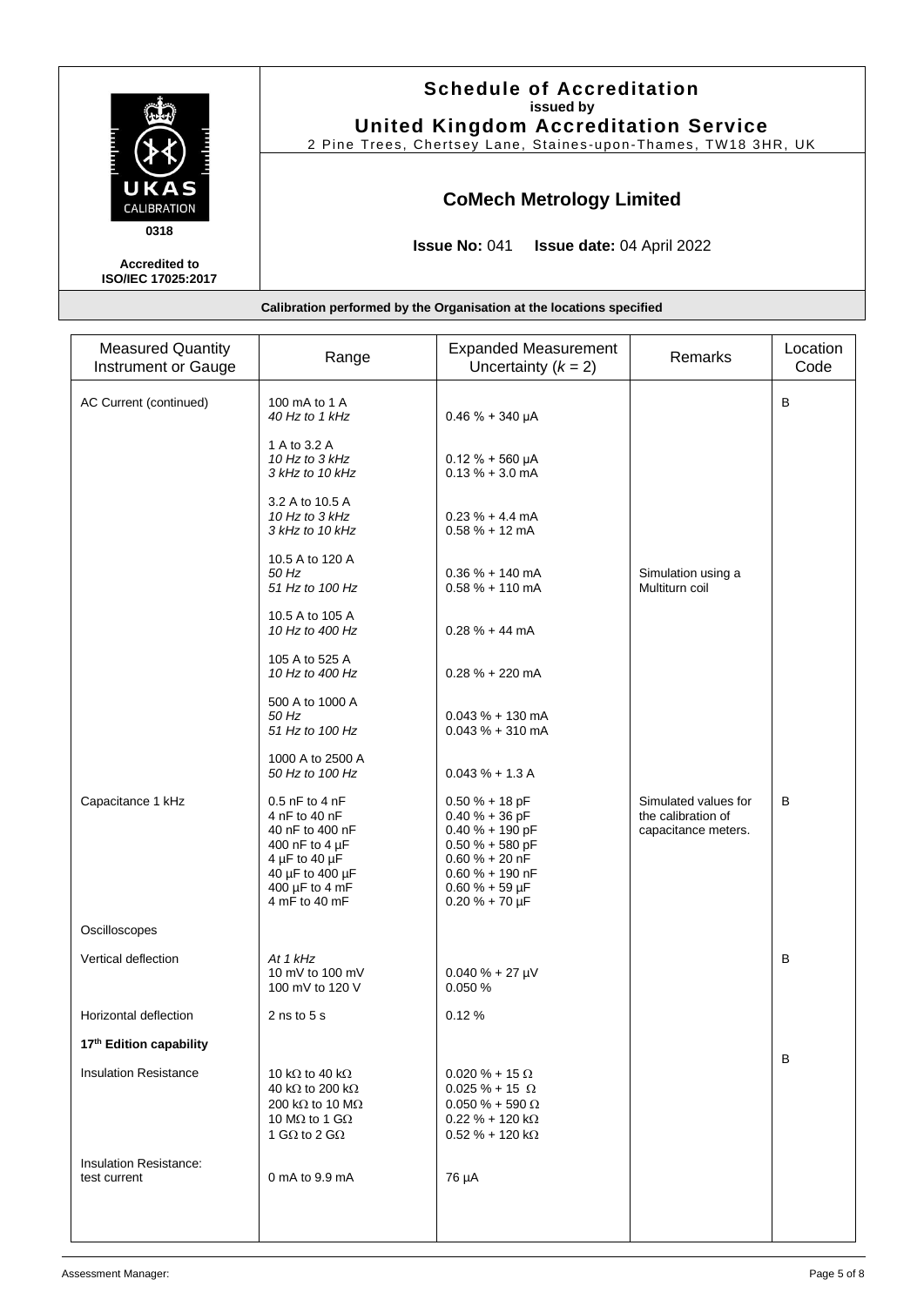# Schedule of Accreditation
**issued by**
**United Kingdom Accreditation Service**
2 Pine Trees, Chertsey Lane, Staines-upon-Thames, TW18 3HR, UK

UKAS CALIBRATION
0318

**Accredited to ISO/IEC 17025:2017**

## CoMech Metrology Limited

**Issue No:** 041 **Issue date:** 04 April 2022

**Calibration performed by the Organisation at the locations specified**

| Measured Quantity Instrument or Gauge | Range | Expanded Measurement Uncertainty ($k$ = 2) | Remarks | Location Code |
|---|---|---|---|---|
| AC Current (continued) | 100 mA to 1 A<br>*40 Hz to 1 kHz* | <br>0.46 % + 340 µA | | B |
| | 1 A to 3.2 A<br>*10 Hz to 3 kHz*<br>*3 kHz to 10 kHz* | <br>0.12 % + 560 µA<br>0.13 % + 3.0 mA | | |
| | 3.2 A to 10.5 A<br>*10 Hz to 3 kHz*<br>*3 kHz to 10 kHz* | <br>0.23 % + 4.4 mA<br>0.58 % + 12 mA | | |
| | 10.5 A to 120 A<br>*50 Hz*<br>*51 Hz to 100 Hz* | <br>0.36 % + 140 mA<br>0.58 % + 110 mA | Simulation using a Multiturn coil | |
| | 10.5 A to 105 A<br>*10 Hz to 400 Hz* | <br>0.28 % + 44 mA | | |
| | 105 A to 525 A<br>*10 Hz to 400 Hz* | <br>0.28 % + 220 mA | | |
| | 500 A to 1000 A<br>*50 Hz*<br>*51 Hz to 100 Hz* | <br>0.043 % + 130 mA<br>0.043 % + 310 mA | | |
| | 1000 A to 2500 A<br>*50 Hz to 100 Hz* | <br>0.043 % + 1.3 A | | |
| Capacitance 1 kHz | 0.5 nF to 4 nF<br>4 nF to 40 nF<br>40 nF to 400 nF<br>400 nF to 4 µF<br>4 µF to 40 µF<br>40 µF to 400 µF<br>400 µF to 4 mF<br>4 mF to 40 mF | 0.50 % + 18 pF<br>0.40 % + 36 pF<br>0.40 % + 190 pF<br>0.50 % + 580 pF<br>0.60 % + 20 nF<br>0.60 % + 190 nF<br>0.60 % + 59 µF<br>0.20 % + 70 µF | Simulated values for the calibration of capacitance meters. | B |
| Oscilloscopes | | | | |
| Vertical deflection | *At 1 kHz*<br>10 mV to 100 mV<br>100 mV to 120 V | <br>0.040 % + 27 µV<br>0.050 % | | B |
| Horizontal deflection | 2 ns to 5 s | 0.12 % | | |
| **17th Edition capability** | | | | |
| Insulation Resistance | 10 kΩ to 40 kΩ<br>40 kΩ to 200 kΩ<br>200 kΩ to 10 MΩ<br>10 MΩ to 1 GΩ<br>1 GΩ to 2 GΩ | 0.020 % + 15 Ω<br>0.025 % + 15 Ω<br>0.050 % + 590 Ω<br>0.22 % + 120 kΩ<br>0.52 % + 120 kΩ | | B |
| Insulation Resistance: test current | 0 mA to 9.9 mA | 76 µA | | |

Assessment Manager: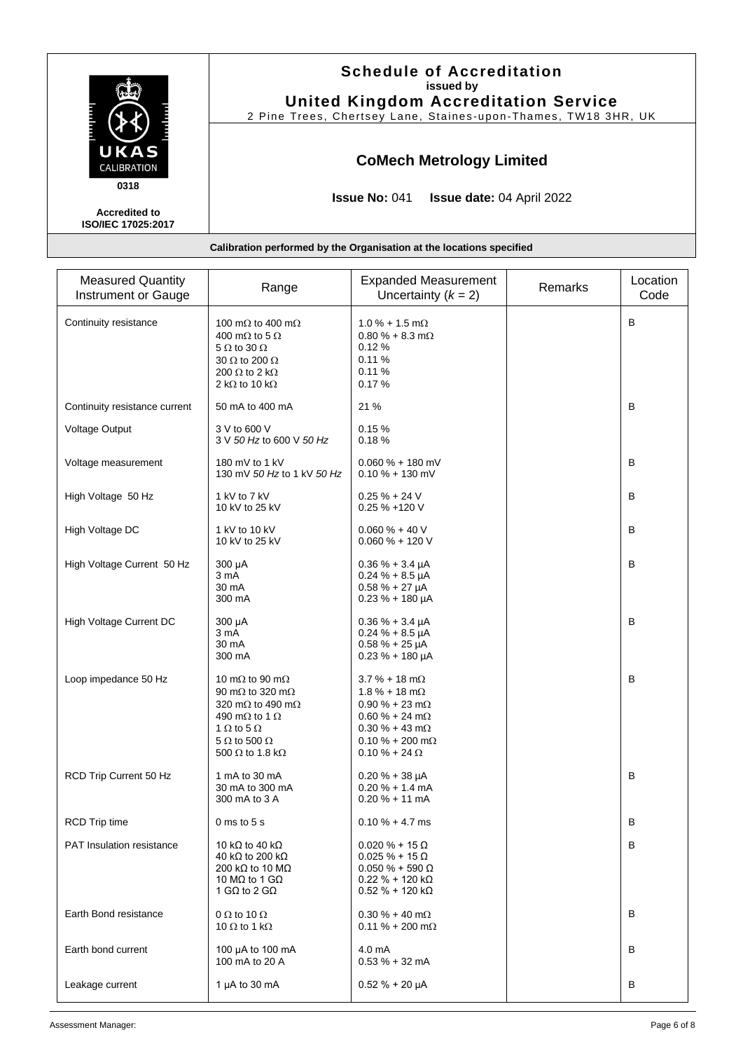# Schedule of Accreditation

**issued by**

**United Kingdom Accreditation Service**

2 Pine Trees, Chertsey Lane, Staines-upon-Thames, TW18 3HR, UK

UKAS CALIBRATION

0318

**Accredited to ISO/IEC 17025:2017**

## CoMech Metrology Limited

**Issue No:** 041 **Issue date:** 04 April 2022

**Calibration performed by the Organisation at the locations specified**

| Measured Quantity Instrument or Gauge | Range | Expanded Measurement Uncertainty ($k$ = 2) | Remarks | Location Code |
|---|---|---|---|---|
| Continuity resistance | 100 mΩ to 400 mΩ<br>400 mΩ to 5 Ω<br>5 Ω to 30 Ω<br>30 Ω to 200 Ω<br>200 Ω to 2 kΩ<br>2 kΩ to 10 kΩ | 1.0 % + 1.5 mΩ<br>0.80 % + 8.3 mΩ<br>0.12 %<br>0.11 %<br>0.11 %<br>0.17 % | | B |
| Continuity resistance current | 50 mA to 400 mA | 21 % | | B |
| Voltage Output | 3 V to 600 V<br>3 V *50 Hz* to 600 V *50 Hz* | 0.15 %<br>0.18 % | | |
| Voltage measurement | 180 mV to 1 kV<br>130 mV *50 Hz* to 1 kV *50 Hz* | 0.060 % + 180 mV<br>0.10 % + 130 mV | | B |
| High Voltage 50 Hz | 1 kV to 7 kV<br>10 kV to 25 kV | 0.25 % + 24 V<br>0.25 % +120 V | | B |
| High Voltage DC | 1 kV to 10 kV<br>10 kV to 25 kV | 0.060 % + 40 V<br>0.060 % + 120 V | | B |
| High Voltage Current 50 Hz | 300 µA<br>3 mA<br>30 mA<br>300 mA | 0.36 % + 3.4 µA<br>0.24 % + 8.5 µA<br>0.58 % + 27 µA<br>0.23 % + 180 µA | | B |
| High Voltage Current DC | 300 µA<br>3 mA<br>30 mA<br>300 mA | 0.36 % + 3.4 µA<br>0.24 % + 8.5 µA<br>0.58 % + 25 µA<br>0.23 % + 180 µA | | B |
| Loop impedance 50 Hz | 10 mΩ to 90 mΩ<br>90 mΩ to 320 mΩ<br>320 mΩ to 490 mΩ<br>490 mΩ to 1 Ω<br>1 Ω to 5 Ω<br>5 Ω to 500 Ω<br>500 Ω to 1.8 kΩ | 3.7 % + 18 mΩ<br>1.8 % + 18 mΩ<br>0.90 % + 23 mΩ<br>0.60 % + 24 mΩ<br>0.30 % + 43 mΩ<br>0.10 % + 200 mΩ<br>0.10 % + 24 Ω | | B |
| RCD Trip Current 50 Hz | 1 mA to 30 mA<br>30 mA to 300 mA<br>300 mA to 3 A | 0.20 % + 38 µA<br>0.20 % + 1.4 mA<br>0.20 % + 11 mA | | B |
| RCD Trip time | 0 ms to 5 s | 0.10 % + 4.7 ms | | B |
| PAT Insulation resistance | 10 kΩ to 40 kΩ<br>40 kΩ to 200 kΩ<br>200 kΩ to 10 MΩ<br>10 MΩ to 1 GΩ<br>1 GΩ to 2 GΩ | 0.020 % + 15 Ω<br>0.025 % + 15 Ω<br>0.050 % + 590 Ω<br>0.22 % + 120 kΩ<br>0.52 % + 120 kΩ | | B |
| Earth Bond resistance | 0 Ω to 10 Ω<br>10 Ω to 1 kΩ | 0.30 % + 40 mΩ<br>0.11 % + 200 mΩ | | B |
| Earth bond current | 100 µA to 100 mA<br>100 mA to 20 A | 4.0 mA<br>0.53 % + 32 mA | | B |
| Leakage current | 1 µA to 30 mA | 0.52 % + 20 µA | | B |

Assessment Manager: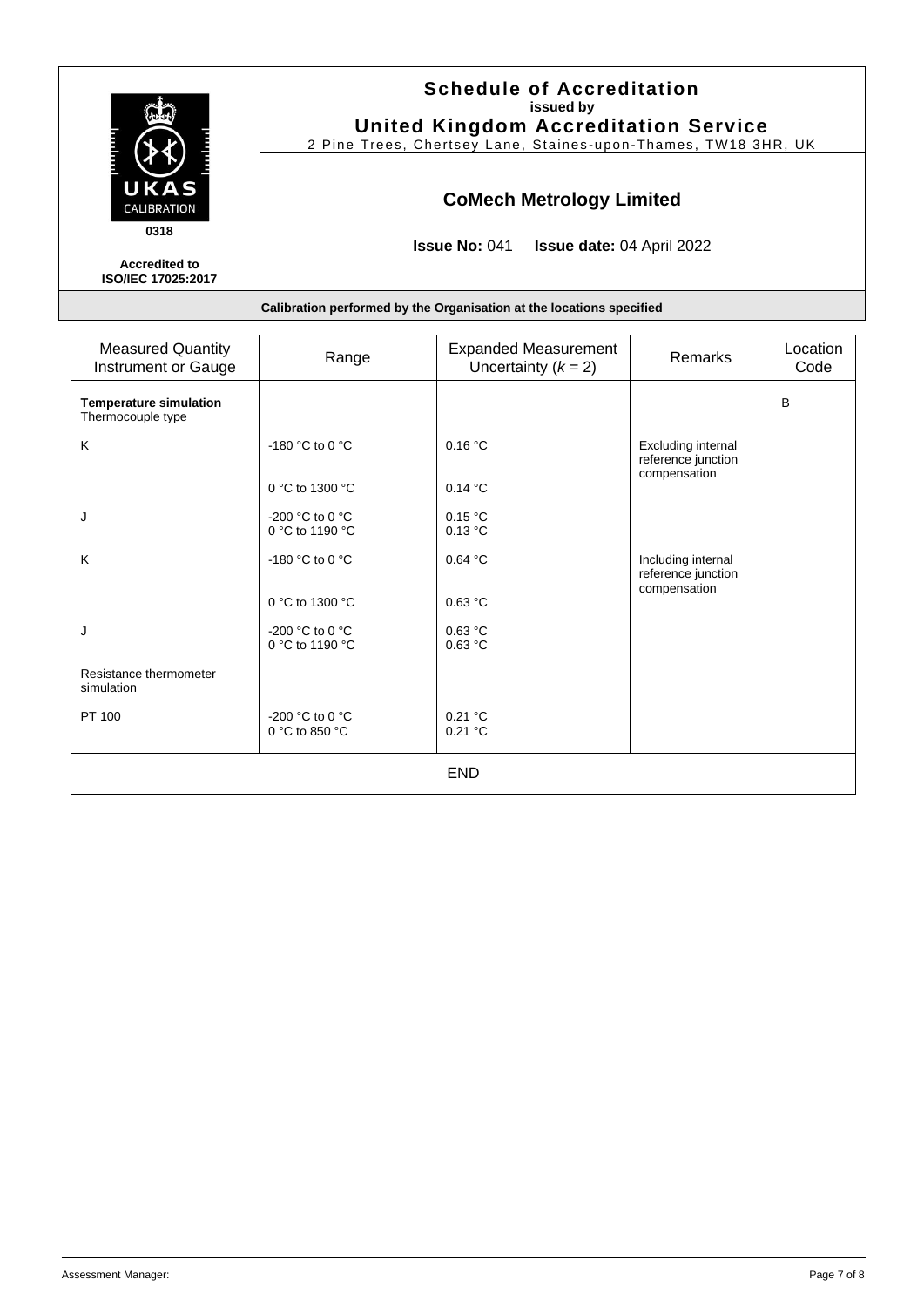**Schedule of Accreditation**
issued by
**United Kingdom Accreditation Service**
2 Pine Trees, Chertsey Lane, Staines-upon-Thames, TW18 3HR, UK

UKAS CALIBRATION
0318

**Accredited to ISO/IEC 17025:2017**

## CoMech Metrology Limited

**Issue No:** 041 **Issue date:** 04 April 2022

**Calibration performed by the Organisation at the locations specified**

| Measured Quantity Instrument or Gauge | Range | Expanded Measurement Uncertainty ($k$ = 2) | Remarks | Location Code |
|---|---|---|---|---|
| **Temperature simulation** Thermocouple type | | | | B |
| K | -180 °C to 0 °C | 0.16 °C | Excluding internal reference junction compensation | |
| | 0 °C to 1300 °C | 0.14 °C | | |
| J | -200 °C to 0 °C<br>0 °C to 1190 °C | 0.15 °C<br>0.13 °C | | |
| K | -180 °C to 0 °C | 0.64 °C | Including internal reference junction compensation | |
| | 0 °C to 1300 °C | 0.63 °C | | |
| J | -200 °C to 0 °C<br>0 °C to 1190 °C | 0.63 °C<br>0.63 °C | | |
| Resistance thermometer simulation | | | | |
| PT 100 | -200 °C to 0 °C<br>0 °C to 850 °C | 0.21 °C<br>0.21 °C | | |

END

Assessment Manager: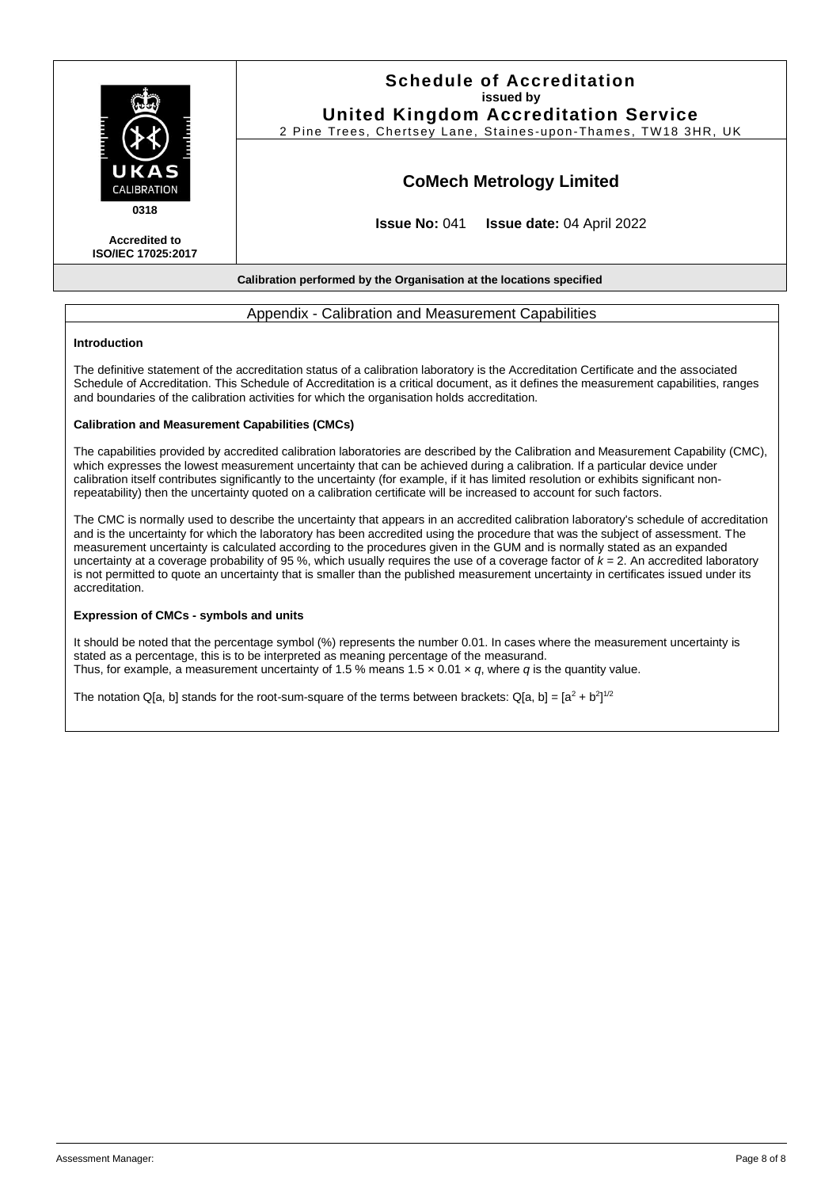**Schedule of Accreditation**
**issued by**
**United Kingdom Accreditation Service**
2 Pine Trees, Chertsey Lane, Staines-upon-Thames, TW18 3HR, UK

UKAS CALIBRATION
0318

**Accredited to ISO/IEC 17025:2017**

## CoMech Metrology Limited

**Issue No:** 041 **Issue date:** 04 April 2022

**Calibration performed by the Organisation at the locations specified**

## Appendix - Calibration and Measurement Capabilities

### Introduction

The definitive statement of the accreditation status of a calibration laboratory is the Accreditation Certificate and the associated Schedule of Accreditation. This Schedule of Accreditation is a critical document, as it defines the measurement capabilities, ranges and boundaries of the calibration activities for which the organisation holds accreditation.

### Calibration and Measurement Capabilities (CMCs)

The capabilities provided by accredited calibration laboratories are described by the Calibration and Measurement Capability (CMC), which expresses the lowest measurement uncertainty that can be achieved during a calibration. If a particular device under calibration itself contributes significantly to the uncertainty (for example, if it has limited resolution or exhibits significant non-repeatability) then the uncertainty quoted on a calibration certificate will be increased to account for such factors.

The CMC is normally used to describe the uncertainty that appears in an accredited calibration laboratory's schedule of accreditation and is the uncertainty for which the laboratory has been accredited using the procedure that was the subject of assessment. The measurement uncertainty is calculated according to the procedures given in the GUM and is normally stated as an expanded uncertainty at a coverage probability of 95 %, which usually requires the use of a coverage factor of $k = 2$. An accredited laboratory is not permitted to quote an uncertainty that is smaller than the published measurement uncertainty in certificates issued under its accreditation.

### Expression of CMCs - symbols and units

It should be noted that the percentage symbol (%) represents the number 0.01. In cases where the measurement uncertainty is stated as a percentage, this is to be interpreted as meaning percentage of the measurand.
Thus, for example, a measurement uncertainty of 1.5 % means $1.5 \times 0.01 \times q$, where $q$ is the quantity value.

The notation Q[a, b] stands for the root-sum-square of the terms between brackets: $Q[a, b] = [a^2 + b^2]^{1/2}$

Assessment Manager: